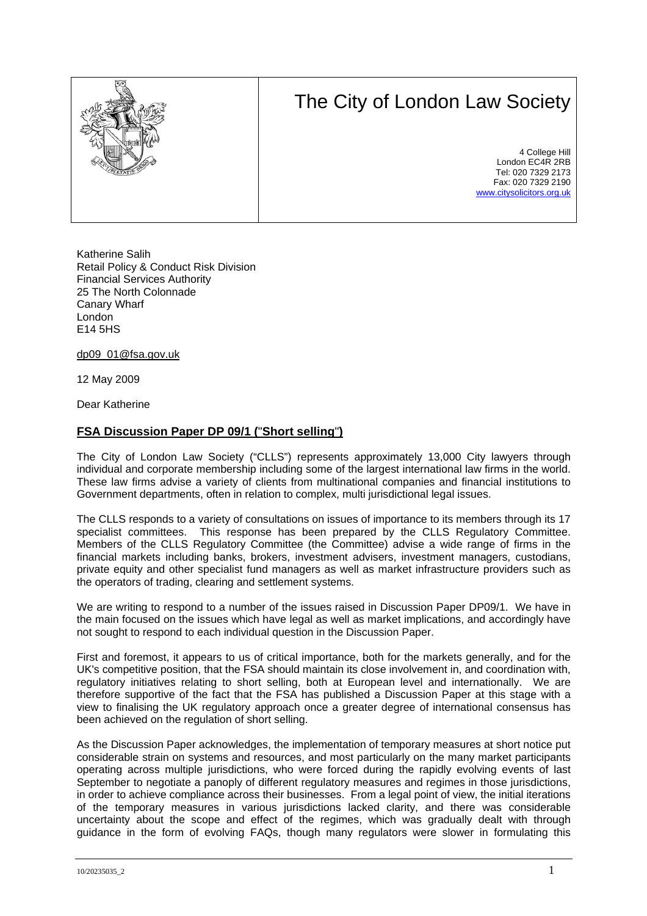# The City of London Law Society

4 College Hill
London EC4R 2RB
Tel: 020 7329 2173
Fax: 020 7329 2190
www.citysolicitors.org.uk

Katherine Salih
Retail Policy & Conduct Risk Division
Financial Services Authority
25 The North Colonnade
Canary Wharf
London
E14 5HS

dp09_01@fsa.gov.uk

12 May 2009

Dear Katherine

## FSA Discussion Paper DP 09/1 ("Short selling")

The City of London Law Society ("CLLS") represents approximately 13,000 City lawyers through individual and corporate membership including some of the largest international law firms in the world. These law firms advise a variety of clients from multinational companies and financial institutions to Government departments, often in relation to complex, multi jurisdictional legal issues.

The CLLS responds to a variety of consultations on issues of importance to its members through its 17 specialist committees. This response has been prepared by the CLLS Regulatory Committee. Members of the CLLS Regulatory Committee (the Committee) advise a wide range of firms in the financial markets including banks, brokers, investment advisers, investment managers, custodians, private equity and other specialist fund managers as well as market infrastructure providers such as the operators of trading, clearing and settlement systems.

We are writing to respond to a number of the issues raised in Discussion Paper DP09/1. We have in the main focused on the issues which have legal as well as market implications, and accordingly have not sought to respond to each individual question in the Discussion Paper.

First and foremost, it appears to us of critical importance, both for the markets generally, and for the UK's competitive position, that the FSA should maintain its close involvement in, and coordination with, regulatory initiatives relating to short selling, both at European level and internationally. We are therefore supportive of the fact that the FSA has published a Discussion Paper at this stage with a view to finalising the UK regulatory approach once a greater degree of international consensus has been achieved on the regulation of short selling.

As the Discussion Paper acknowledges, the implementation of temporary measures at short notice put considerable strain on systems and resources, and most particularly on the many market participants operating across multiple jurisdictions, who were forced during the rapidly evolving events of last September to negotiate a panoply of different regulatory measures and regimes in those jurisdictions, in order to achieve compliance across their businesses. From a legal point of view, the initial iterations of the temporary measures in various jurisdictions lacked clarity, and there was considerable uncertainty about the scope and effect of the regimes, which was gradually dealt with through guidance in the form of evolving FAQs, though many regulators were slower in formulating this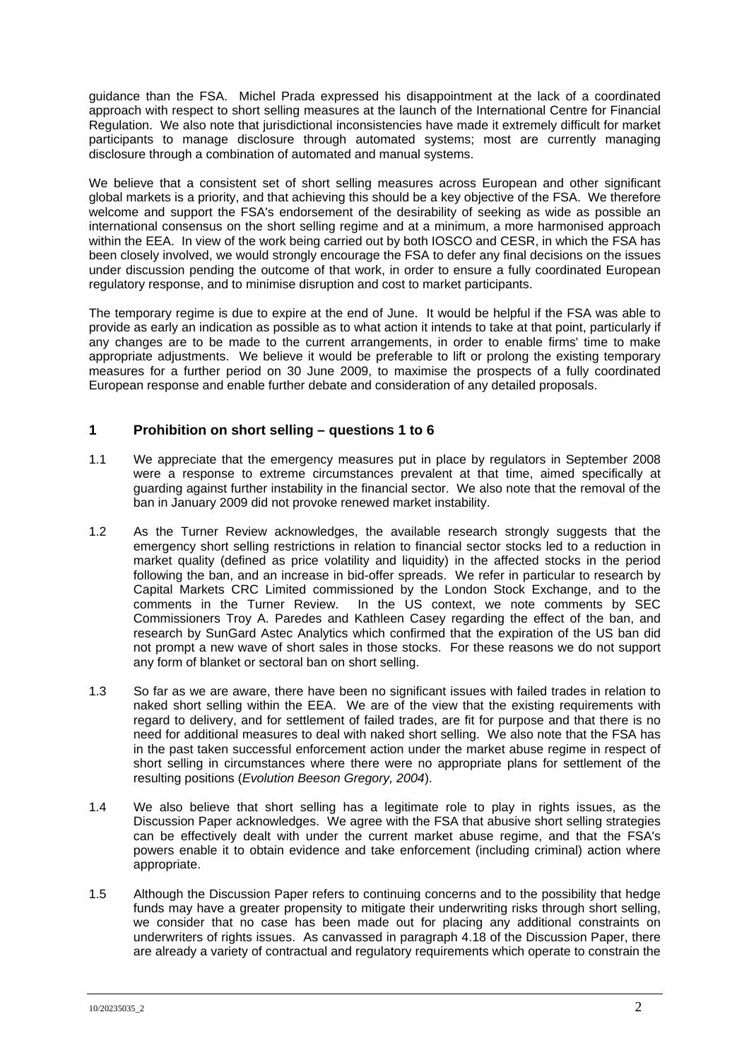guidance than the FSA. Michel Prada expressed his disappointment at the lack of a coordinated approach with respect to short selling measures at the launch of the International Centre for Financial Regulation. We also note that jurisdictional inconsistencies have made it extremely difficult for market participants to manage disclosure through automated systems; most are currently managing disclosure through a combination of automated and manual systems.

We believe that a consistent set of short selling measures across European and other significant global markets is a priority, and that achieving this should be a key objective of the FSA. We therefore welcome and support the FSA's endorsement of the desirability of seeking as wide as possible an international consensus on the short selling regime and at a minimum, a more harmonised approach within the EEA. In view of the work being carried out by both IOSCO and CESR, in which the FSA has been closely involved, we would strongly encourage the FSA to defer any final decisions on the issues under discussion pending the outcome of that work, in order to ensure a fully coordinated European regulatory response, and to minimise disruption and cost to market participants.

The temporary regime is due to expire at the end of June. It would be helpful if the FSA was able to provide as early an indication as possible as to what action it intends to take at that point, particularly if any changes are to be made to the current arrangements, in order to enable firms' time to make appropriate adjustments. We believe it would be preferable to lift or prolong the existing temporary measures for a further period on 30 June 2009, to maximise the prospects of a fully coordinated European response and enable further debate and consideration of any detailed proposals.

## 1 Prohibition on short selling – questions 1 to 6

1.1 We appreciate that the emergency measures put in place by regulators in September 2008 were a response to extreme circumstances prevalent at that time, aimed specifically at guarding against further instability in the financial sector. We also note that the removal of the ban in January 2009 did not provoke renewed market instability.

1.2 As the Turner Review acknowledges, the available research strongly suggests that the emergency short selling restrictions in relation to financial sector stocks led to a reduction in market quality (defined as price volatility and liquidity) in the affected stocks in the period following the ban, and an increase in bid-offer spreads. We refer in particular to research by Capital Markets CRC Limited commissioned by the London Stock Exchange, and to the comments in the Turner Review. In the US context, we note comments by SEC Commissioners Troy A. Paredes and Kathleen Casey regarding the effect of the ban, and research by SunGard Astec Analytics which confirmed that the expiration of the US ban did not prompt a new wave of short sales in those stocks. For these reasons we do not support any form of blanket or sectoral ban on short selling.

1.3 So far as we are aware, there have been no significant issues with failed trades in relation to naked short selling within the EEA. We are of the view that the existing requirements with regard to delivery, and for settlement of failed trades, are fit for purpose and that there is no need for additional measures to deal with naked short selling. We also note that the FSA has in the past taken successful enforcement action under the market abuse regime in respect of short selling in circumstances where there were no appropriate plans for settlement of the resulting positions (*Evolution Beeson Gregory, 2004*).

1.4 We also believe that short selling has a legitimate role to play in rights issues, as the Discussion Paper acknowledges. We agree with the FSA that abusive short selling strategies can be effectively dealt with under the current market abuse regime, and that the FSA's powers enable it to obtain evidence and take enforcement (including criminal) action where appropriate.

1.5 Although the Discussion Paper refers to continuing concerns and to the possibility that hedge funds may have a greater propensity to mitigate their underwriting risks through short selling, we consider that no case has been made out for placing any additional constraints on underwriters of rights issues. As canvassed in paragraph 4.18 of the Discussion Paper, there are already a variety of contractual and regulatory requirements which operate to constrain the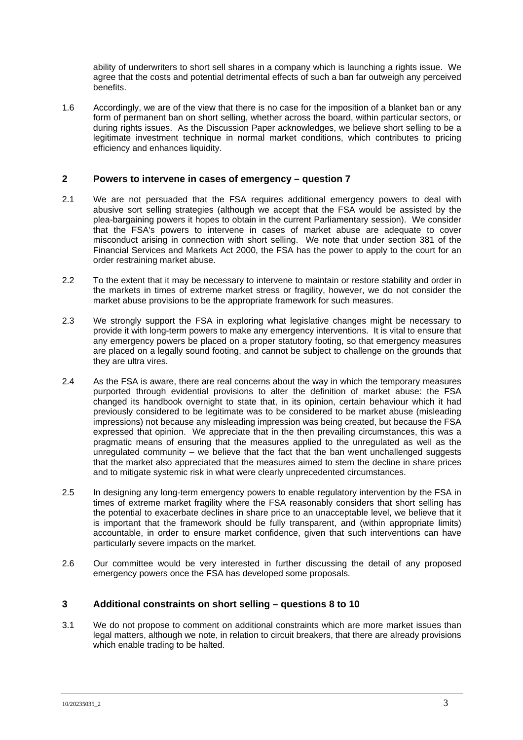ability of underwriters to short sell shares in a company which is launching a rights issue. We agree that the costs and potential detrimental effects of such a ban far outweigh any perceived benefits.

1.6 Accordingly, we are of the view that there is no case for the imposition of a blanket ban or any form of permanent ban on short selling, whether across the board, within particular sectors, or during rights issues. As the Discussion Paper acknowledges, we believe short selling to be a legitimate investment technique in normal market conditions, which contributes to pricing efficiency and enhances liquidity.

## 2 Powers to intervene in cases of emergency – question 7

2.1 We are not persuaded that the FSA requires additional emergency powers to deal with abusive sort selling strategies (although we accept that the FSA would be assisted by the plea-bargaining powers it hopes to obtain in the current Parliamentary session). We consider that the FSA's powers to intervene in cases of market abuse are adequate to cover misconduct arising in connection with short selling. We note that under section 381 of the Financial Services and Markets Act 2000, the FSA has the power to apply to the court for an order restraining market abuse.

2.2 To the extent that it may be necessary to intervene to maintain or restore stability and order in the markets in times of extreme market stress or fragility, however, we do not consider the market abuse provisions to be the appropriate framework for such measures.

2.3 We strongly support the FSA in exploring what legislative changes might be necessary to provide it with long-term powers to make any emergency interventions. It is vital to ensure that any emergency powers be placed on a proper statutory footing, so that emergency measures are placed on a legally sound footing, and cannot be subject to challenge on the grounds that they are ultra vires.

2.4 As the FSA is aware, there are real concerns about the way in which the temporary measures purported through evidential provisions to alter the definition of market abuse: the FSA changed its handbook overnight to state that, in its opinion, certain behaviour which it had previously considered to be legitimate was to be considered to be market abuse (misleading impressions) not because any misleading impression was being created, but because the FSA expressed that opinion. We appreciate that in the then prevailing circumstances, this was a pragmatic means of ensuring that the measures applied to the unregulated as well as the unregulated community – we believe that the fact that the ban went unchallenged suggests that the market also appreciated that the measures aimed to stem the decline in share prices and to mitigate systemic risk in what were clearly unprecedented circumstances.

2.5 In designing any long-term emergency powers to enable regulatory intervention by the FSA in times of extreme market fragility where the FSA reasonably considers that short selling has the potential to exacerbate declines in share price to an unacceptable level, we believe that it is important that the framework should be fully transparent, and (within appropriate limits) accountable, in order to ensure market confidence, given that such interventions can have particularly severe impacts on the market.

2.6 Our committee would be very interested in further discussing the detail of any proposed emergency powers once the FSA has developed some proposals.

## 3 Additional constraints on short selling – questions 8 to 10

3.1 We do not propose to comment on additional constraints which are more market issues than legal matters, although we note, in relation to circuit breakers, that there are already provisions which enable trading to be halted.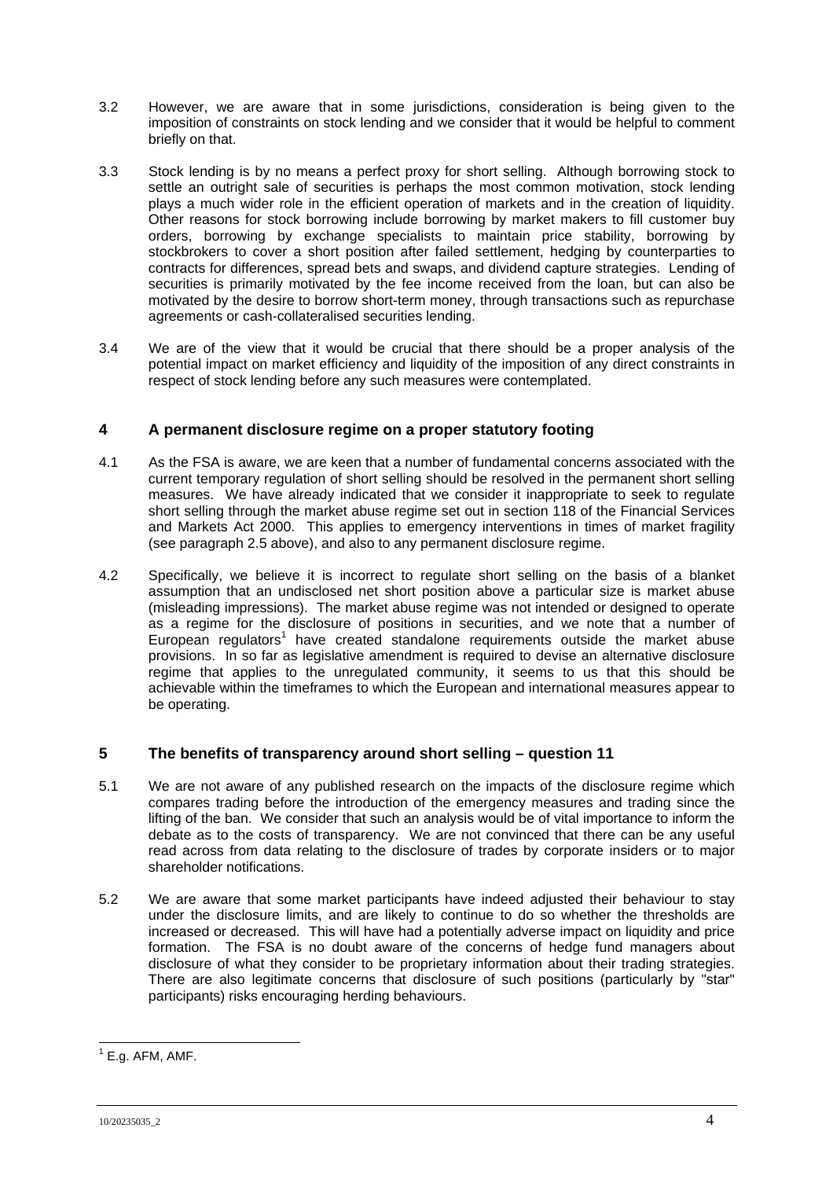3.2 However, we are aware that in some jurisdictions, consideration is being given to the imposition of constraints on stock lending and we consider that it would be helpful to comment briefly on that.

3.3 Stock lending is by no means a perfect proxy for short selling. Although borrowing stock to settle an outright sale of securities is perhaps the most common motivation, stock lending plays a much wider role in the efficient operation of markets and in the creation of liquidity. Other reasons for stock borrowing include borrowing by market makers to fill customer buy orders, borrowing by exchange specialists to maintain price stability, borrowing by stockbrokers to cover a short position after failed settlement, hedging by counterparties to contracts for differences, spread bets and swaps, and dividend capture strategies. Lending of securities is primarily motivated by the fee income received from the loan, but can also be motivated by the desire to borrow short-term money, through transactions such as repurchase agreements or cash-collateralised securities lending.

3.4 We are of the view that it would be crucial that there should be a proper analysis of the potential impact on market efficiency and liquidity of the imposition of any direct constraints in respect of stock lending before any such measures were contemplated.

## 4 A permanent disclosure regime on a proper statutory footing

4.1 As the FSA is aware, we are keen that a number of fundamental concerns associated with the current temporary regulation of short selling should be resolved in the permanent short selling measures. We have already indicated that we consider it inappropriate to seek to regulate short selling through the market abuse regime set out in section 118 of the Financial Services and Markets Act 2000. This applies to emergency interventions in times of market fragility (see paragraph 2.5 above), and also to any permanent disclosure regime.

4.2 Specifically, we believe it is incorrect to regulate short selling on the basis of a blanket assumption that an undisclosed net short position above a particular size is market abuse (misleading impressions). The market abuse regime was not intended or designed to operate as a regime for the disclosure of positions in securities, and we note that a number of European regulators[1] have created standalone requirements outside the market abuse provisions. In so far as legislative amendment is required to devise an alternative disclosure regime that applies to the unregulated community, it seems to us that this should be achievable within the timeframes to which the European and international measures appear to be operating.

## 5 The benefits of transparency around short selling – question 11

5.1 We are not aware of any published research on the impacts of the disclosure regime which compares trading before the introduction of the emergency measures and trading since the lifting of the ban. We consider that such an analysis would be of vital importance to inform the debate as to the costs of transparency. We are not convinced that there can be any useful read across from data relating to the disclosure of trades by corporate insiders or to major shareholder notifications.

5.2 We are aware that some market participants have indeed adjusted their behaviour to stay under the disclosure limits, and are likely to continue to do so whether the thresholds are increased or decreased. This will have had a potentially adverse impact on liquidity and price formation. The FSA is no doubt aware of the concerns of hedge fund managers about disclosure of what they consider to be proprietary information about their trading strategies. There are also legitimate concerns that disclosure of such positions (particularly by "star" participants) risks encouraging herding behaviours.

[1] E.g. AFM, AMF.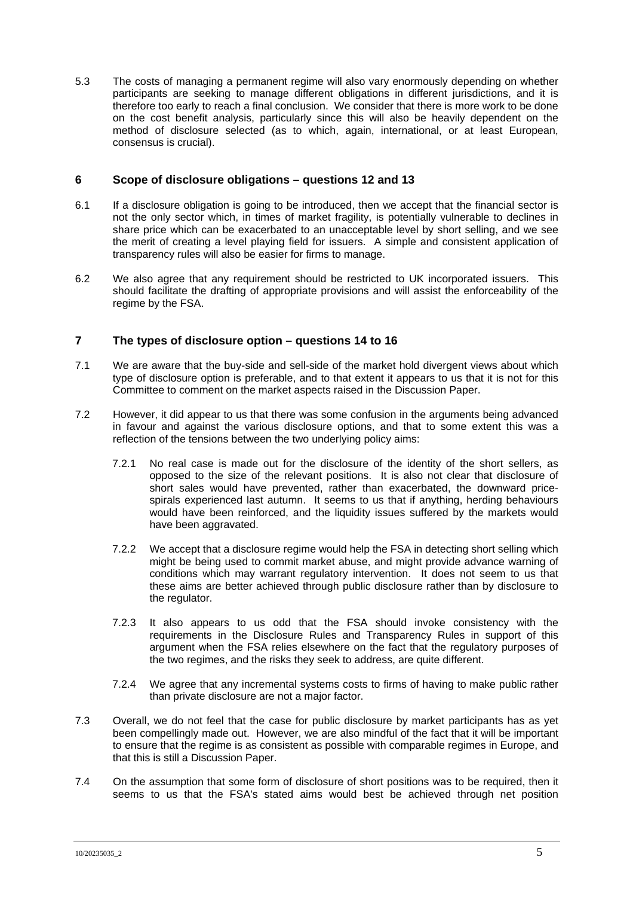5.3 The costs of managing a permanent regime will also vary enormously depending on whether participants are seeking to manage different obligations in different jurisdictions, and it is therefore too early to reach a final conclusion. We consider that there is more work to be done on the cost benefit analysis, particularly since this will also be heavily dependent on the method of disclosure selected (as to which, again, international, or at least European, consensus is crucial).

## 6 Scope of disclosure obligations – questions 12 and 13

6.1 If a disclosure obligation is going to be introduced, then we accept that the financial sector is not the only sector which, in times of market fragility, is potentially vulnerable to declines in share price which can be exacerbated to an unacceptable level by short selling, and we see the merit of creating a level playing field for issuers. A simple and consistent application of transparency rules will also be easier for firms to manage.

6.2 We also agree that any requirement should be restricted to UK incorporated issuers. This should facilitate the drafting of appropriate provisions and will assist the enforceability of the regime by the FSA.

## 7 The types of disclosure option – questions 14 to 16

7.1 We are aware that the buy-side and sell-side of the market hold divergent views about which type of disclosure option is preferable, and to that extent it appears to us that it is not for this Committee to comment on the market aspects raised in the Discussion Paper.

7.2 However, it did appear to us that there was some confusion in the arguments being advanced in favour and against the various disclosure options, and that to some extent this was a reflection of the tensions between the two underlying policy aims:

7.2.1 No real case is made out for the disclosure of the identity of the short sellers, as opposed to the size of the relevant positions. It is also not clear that disclosure of short sales would have prevented, rather than exacerbated, the downward price-spirals experienced last autumn. It seems to us that if anything, herding behaviours would have been reinforced, and the liquidity issues suffered by the markets would have been aggravated.

7.2.2 We accept that a disclosure regime would help the FSA in detecting short selling which might be being used to commit market abuse, and might provide advance warning of conditions which may warrant regulatory intervention. It does not seem to us that these aims are better achieved through public disclosure rather than by disclosure to the regulator.

7.2.3 It also appears to us odd that the FSA should invoke consistency with the requirements in the Disclosure Rules and Transparency Rules in support of this argument when the FSA relies elsewhere on the fact that the regulatory purposes of the two regimes, and the risks they seek to address, are quite different.

7.2.4 We agree that any incremental systems costs to firms of having to make public rather than private disclosure are not a major factor.

7.3 Overall, we do not feel that the case for public disclosure by market participants has as yet been compellingly made out. However, we are also mindful of the fact that it will be important to ensure that the regime is as consistent as possible with comparable regimes in Europe, and that this is still a Discussion Paper.

7.4 On the assumption that some form of disclosure of short positions was to be required, then it seems to us that the FSA's stated aims would best be achieved through net position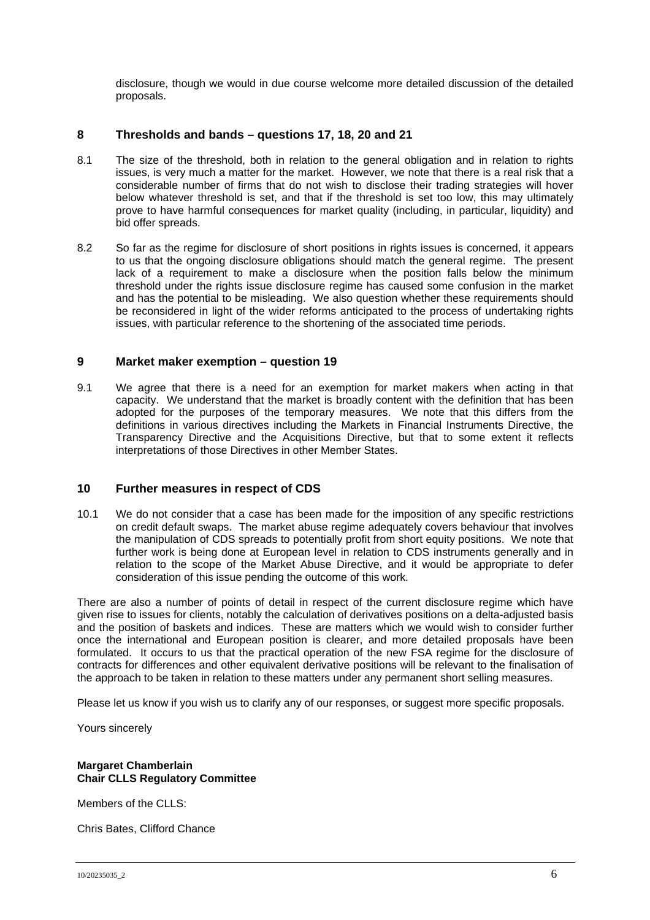disclosure, though we would in due course welcome more detailed discussion of the detailed proposals.

## 8 Thresholds and bands – questions 17, 18, 20 and 21

8.1 The size of the threshold, both in relation to the general obligation and in relation to rights issues, is very much a matter for the market. However, we note that there is a real risk that a considerable number of firms that do not wish to disclose their trading strategies will hover below whatever threshold is set, and that if the threshold is set too low, this may ultimately prove to have harmful consequences for market quality (including, in particular, liquidity) and bid offer spreads.

8.2 So far as the regime for disclosure of short positions in rights issues is concerned, it appears to us that the ongoing disclosure obligations should match the general regime. The present lack of a requirement to make a disclosure when the position falls below the minimum threshold under the rights issue disclosure regime has caused some confusion in the market and has the potential to be misleading. We also question whether these requirements should be reconsidered in light of the wider reforms anticipated to the process of undertaking rights issues, with particular reference to the shortening of the associated time periods.

## 9 Market maker exemption – question 19

9.1 We agree that there is a need for an exemption for market makers when acting in that capacity. We understand that the market is broadly content with the definition that has been adopted for the purposes of the temporary measures. We note that this differs from the definitions in various directives including the Markets in Financial Instruments Directive, the Transparency Directive and the Acquisitions Directive, but that to some extent it reflects interpretations of those Directives in other Member States.

## 10 Further measures in respect of CDS

10.1 We do not consider that a case has been made for the imposition of any specific restrictions on credit default swaps. The market abuse regime adequately covers behaviour that involves the manipulation of CDS spreads to potentially profit from short equity positions. We note that further work is being done at European level in relation to CDS instruments generally and in relation to the scope of the Market Abuse Directive, and it would be appropriate to defer consideration of this issue pending the outcome of this work.

There are also a number of points of detail in respect of the current disclosure regime which have given rise to issues for clients, notably the calculation of derivatives positions on a delta-adjusted basis and the position of baskets and indices. These are matters which we would wish to consider further once the international and European position is clearer, and more detailed proposals have been formulated. It occurs to us that the practical operation of the new FSA regime for the disclosure of contracts for differences and other equivalent derivative positions will be relevant to the finalisation of the approach to be taken in relation to these matters under any permanent short selling measures.

Please let us know if you wish us to clarify any of our responses, or suggest more specific proposals.

Yours sincerely

**Margaret Chamberlain**
**Chair CLLS Regulatory Committee**

Members of the CLLS:

Chris Bates, Clifford Chance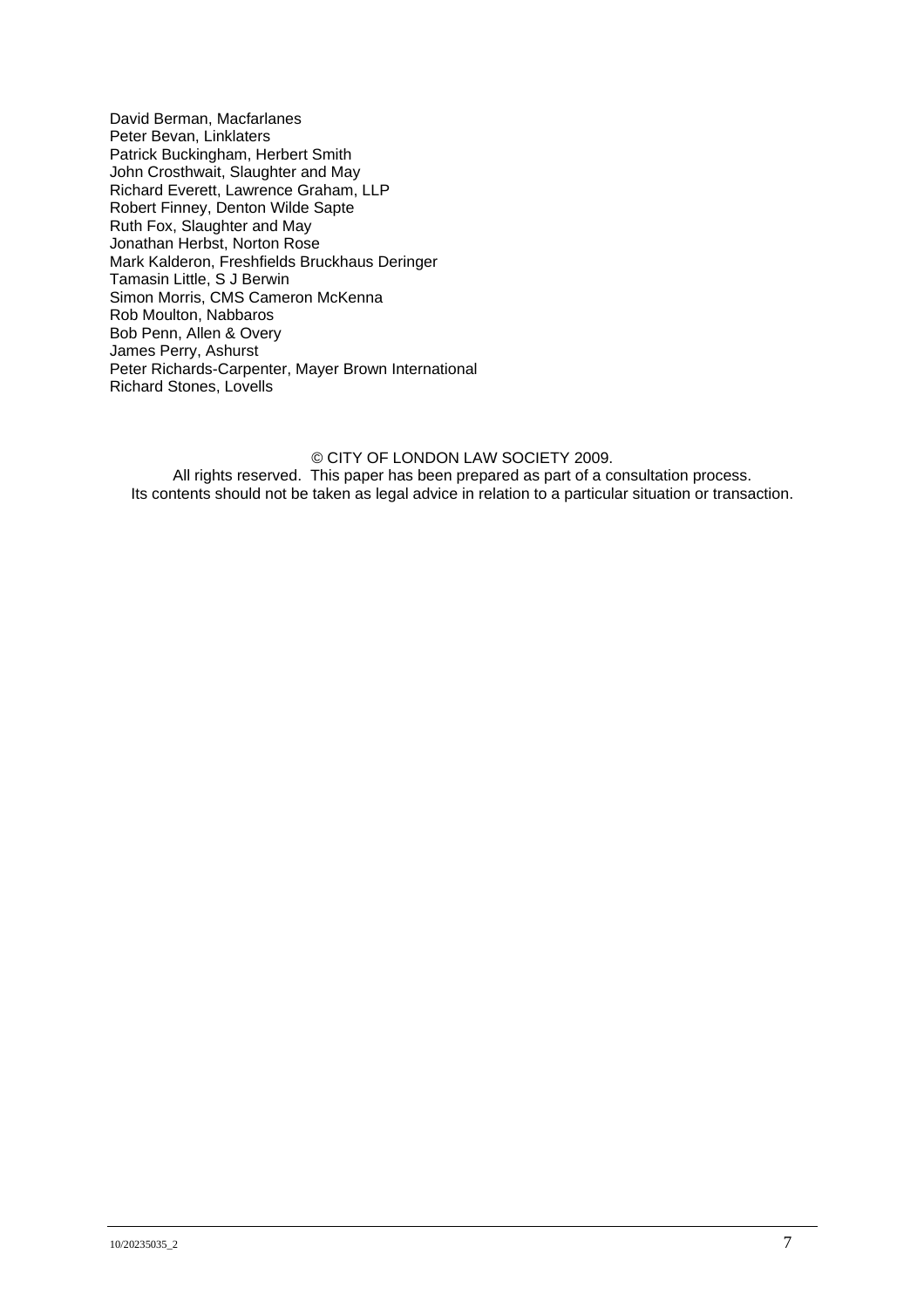David Berman, Macfarlanes
Peter Bevan, Linklaters
Patrick Buckingham, Herbert Smith
John Crosthwait, Slaughter and May
Richard Everett, Lawrence Graham, LLP
Robert Finney, Denton Wilde Sapte
Ruth Fox, Slaughter and May
Jonathan Herbst, Norton Rose
Mark Kalderon, Freshfields Bruckhaus Deringer
Tamasin Little, S J Berwin
Simon Morris, CMS Cameron McKenna
Rob Moulton, Nabbaros
Bob Penn, Allen & Overy
James Perry, Ashurst
Peter Richards-Carpenter, Mayer Brown International
Richard Stones, Lovells

© CITY OF LONDON LAW SOCIETY 2009.
All rights reserved. This paper has been prepared as part of a consultation process.
Its contents should not be taken as legal advice in relation to a particular situation or transaction.

10/20235035_2